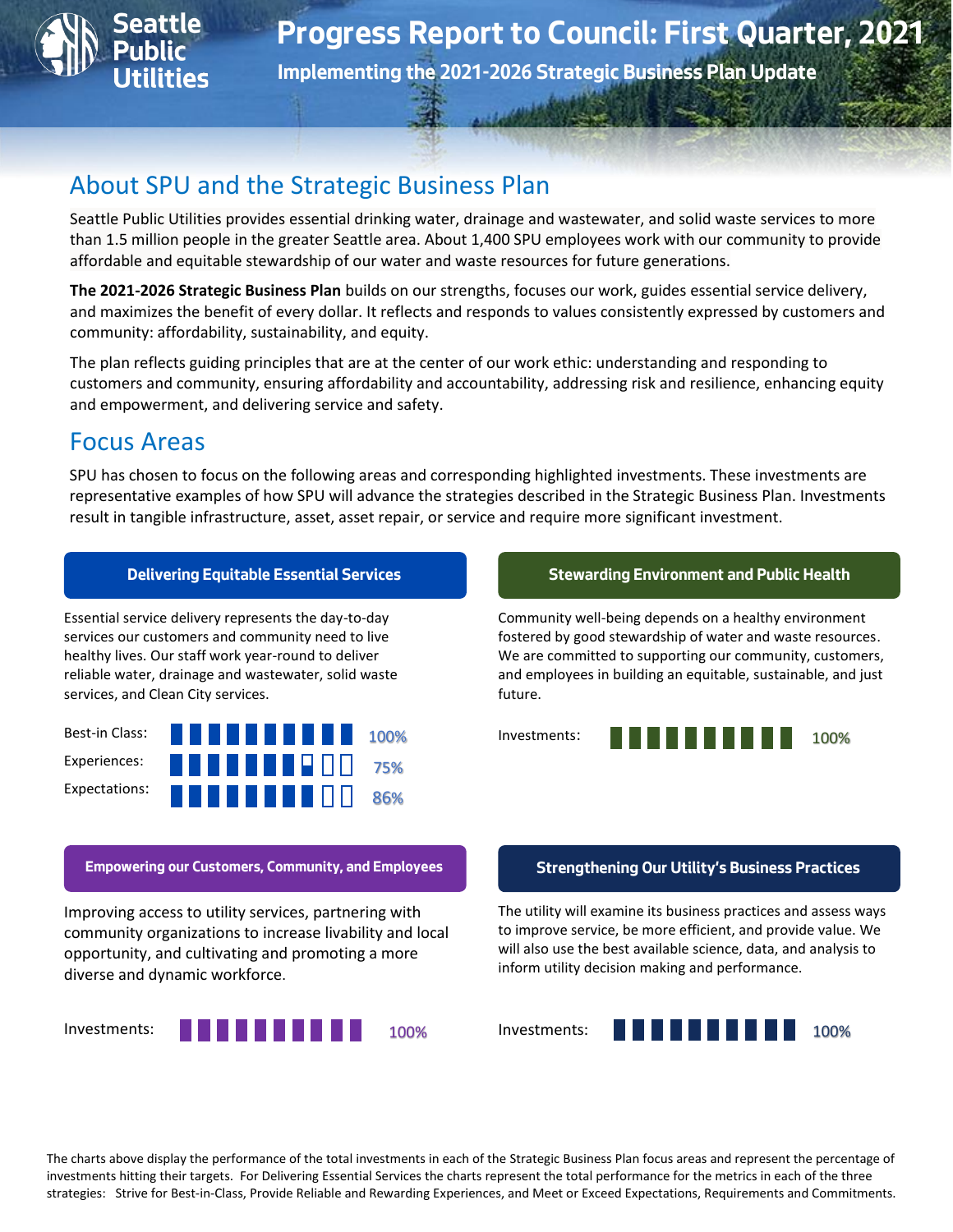# Progress Report to Council: First Quarter, 2021

### Implementing the 2021-2026 Strategic Business Plan Update

Seattle Public Utilities

## About SPU and the Strategic Business Plan

Seattle Public Utilities provides essential drinking water, drainage and wastewater, and solid waste services to more than 1.5 million people in the greater Seattle area. About 1,400 SPU employees work with our community to provide affordable and equitable stewardship of our water and waste resources for future generations.

**The 2021-2026 Strategic Business Plan** builds on our strengths, focuses our work, guides essential service delivery, and maximizes the benefit of every dollar. It reflects and responds to values consistently expressed by customers and community: affordability, sustainability, and equity.

The plan reflects guiding principles that are at the center of our work ethic: understanding and responding to customers and community, ensuring affordability and accountability, addressing risk and resilience, enhancing equity and empowerment, and delivering service and safety.

## Focus Areas

SPU has chosen to focus on the following areas and corresponding highlighted investments. These investments are representative examples of how SPU will advance the strategies described in the Strategic Business Plan. Investments result in tangible infrastructure, asset, asset repair, or service and require more significant investment.

### Delivering Equitable Essential Services

Essential service delivery represents the day-to-day services our customers and community need to live healthy lives. Our staff work year-round to deliver reliable water, drainage and wastewater, solid waste services, and Clean City services.

| | |
|---|---|
| Best-in Class: | 100% |
| Experiences: | 75% |
| Expectations: | 86% |

### Stewarding Environment and Public Health

Community well-being depends on a healthy environment fostered by good stewardship of water and waste resources. We are committed to supporting our community, customers, and employees in building an equitable, sustainable, and just future.

Investments: 100%

### Empowering our Customers, Community, and Employees

Improving access to utility services, partnering with community organizations to increase livability and local opportunity, and cultivating and promoting a more diverse and dynamic workforce.

Investments: 100%

### Strengthening Our Utility's Business Practices

The utility will examine its business practices and assess ways to improve service, be more efficient, and provide value. We will also use the best available science, data, and analysis to inform utility decision making and performance.

Investments: 100%

The charts above display the performance of the total investments in each of the Strategic Business Plan focus areas and represent the percentage of investments hitting their targets. For Delivering Essential Services the charts represent the total performance for the metrics in each of the three strategies: Strive for Best-in-Class, Provide Reliable and Rewarding Experiences, and Meet or Exceed Expectations, Requirements and Commitments.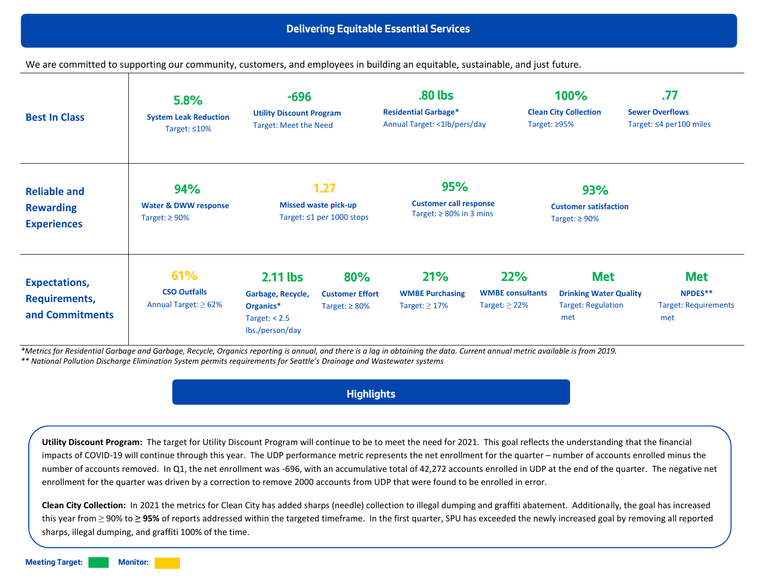# Delivering Equitable Essential Services

We are committed to supporting our community, customers, and employees in building an equitable, sustainable, and just future.

## Best In Class

| Metric | Value | Target |
|---|---|---|
| System Leak Reduction | 5.8% | Target: ≤10% |
| Utility Discount Program | -696 | Target: Meet the Need |
| Residential Garbage* | .80 lbs | Annual Target: <1lb/pers/day |
| Clean City Collection | 100% | Target: ≥95% |
| Sewer Overflows | .77 | Target: ≤4 per100 miles |

## Reliable and Rewarding Experiences

| Metric | Value | Target |
|---|---|---|
| Water & DWW response | 94% | Target: ≥ 90% |
| Missed waste pick-up | 1.27 | Target: ≤1 per 1000 stops |
| Customer call response | 95% | Target: ≥ 80% in 3 mins |
| Customer satisfaction | 93% | Target: ≥ 90% |

## Expectations, Requirements, and Commitments

| Metric | Value | Target |
|---|---|---|
| CSO Outfalls | 61% | Annual Target: ≥ 62% |
| Garbage, Recycle, Organics* | 2.11 lbs | Target: < 2.5 lbs./person/day |
| Customer Effort | 80% | Target: ≥ 80% |
| WMBE Purchasing | 21% | Target: ≥ 17% |
| WMBE consultants | 22% | Target: ≥ 22% |
| Drinking Water Quality | Met | Target: Regulation met |
| NPDES** | Met | Target: Requirements met |

*\*Metrics for Residential Garbage and Garbage, Recycle, Organics reporting is annual, and there is a lag in obtaining the data. Current annual metric available is from 2019.*

*\*\* National Pollution Discharge Elimination System permits requirements for Seattle's Drainage and Wastewater systems*

## Highlights

**Utility Discount Program:** The target for Utility Discount Program will continue to be to meet the need for 2021. This goal reflects the understanding that the financial impacts of COVID-19 will continue through this year. The UDP performance metric represents the net enrollment for the quarter – number of accounts enrolled minus the number of accounts removed. In Q1, the net enrollment was -696, with an accumulative total of 42,272 accounts enrolled in UDP at the end of the quarter. The negative net enrollment for the quarter was driven by a correction to remove 2000 accounts from UDP that were found to be enrolled in error.

**Clean City Collection:** In 2021 the metrics for Clean City has added sharps (needle) collection to illegal dumping and graffiti abatement. Additionally, the goal has increased this year from ≥ 90% to **≥ 95%** of reports addressed within the targeted timeframe. In the first quarter, SPU has exceeded the newly increased goal by removing all reported sharps, illegal dumping, and graffiti 100% of the time.

Meeting Target: (green) Monitor: (yellow)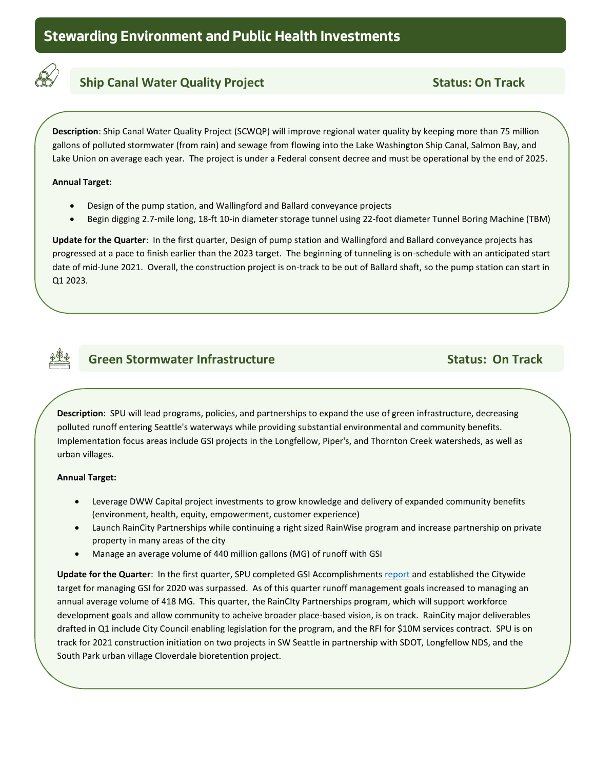# Stewarding Environment and Public Health Investments

## Ship Canal Water Quality Project — Status: On Track

**Description**: Ship Canal Water Quality Project (SCWQP) will improve regional water quality by keeping more than 75 million gallons of polluted stormwater (from rain) and sewage from flowing into the Lake Washington Ship Canal, Salmon Bay, and Lake Union on average each year. The project is under a Federal consent decree and must be operational by the end of 2025.

**Annual Target:**

- Design of the pump station, and Wallingford and Ballard conveyance projects
- Begin digging 2.7-mile long, 18-ft 10-in diameter storage tunnel using 22-foot diameter Tunnel Boring Machine (TBM)

**Update for the Quarter**: In the first quarter, Design of pump station and Wallingford and Ballard conveyance projects has progressed at a pace to finish earlier than the 2023 target. The beginning of tunneling is on-schedule with an anticipated start date of mid-June 2021. Overall, the construction project is on-track to be out of Ballard shaft, so the pump station can start in Q1 2023.

## Green Stormwater Infrastructure — Status: On Track

**Description**: SPU will lead programs, policies, and partnerships to expand the use of green infrastructure, decreasing polluted runoff entering Seattle's waterways while providing substantial environmental and community benefits. Implementation focus areas include GSI projects in the Longfellow, Piper's, and Thornton Creek watersheds, as well as urban villages.

**Annual Target:**

- Leverage DWW Capital project investments to grow knowledge and delivery of expanded community benefits (environment, health, equity, empowerment, customer experience)
- Launch RainCity Partnerships while continuing a right sized RainWise program and increase partnership on private property in many areas of the city
- Manage an average volume of 440 million gallons (MG) of runoff with GSI

**Update for the Quarter**: In the first quarter, SPU completed GSI Accomplishments report and established the Citywide target for managing GSI for 2020 was surpassed. As of this quarter runoff management goals increased to managing an annual average volume of 418 MG. This quarter, the RainCIty Partnerships program, which will support workforce development goals and allow community to acheive broader place-based vision, is on track. RainCity major deliverables drafted in Q1 include City Council enabling legislation for the program, and the RFI for $10M services contract. SPU is on track for 2021 construction initiation on two projects in SW Seattle in partnership with SDOT, Longfellow NDS, and the South Park urban village Cloverdale bioretention project.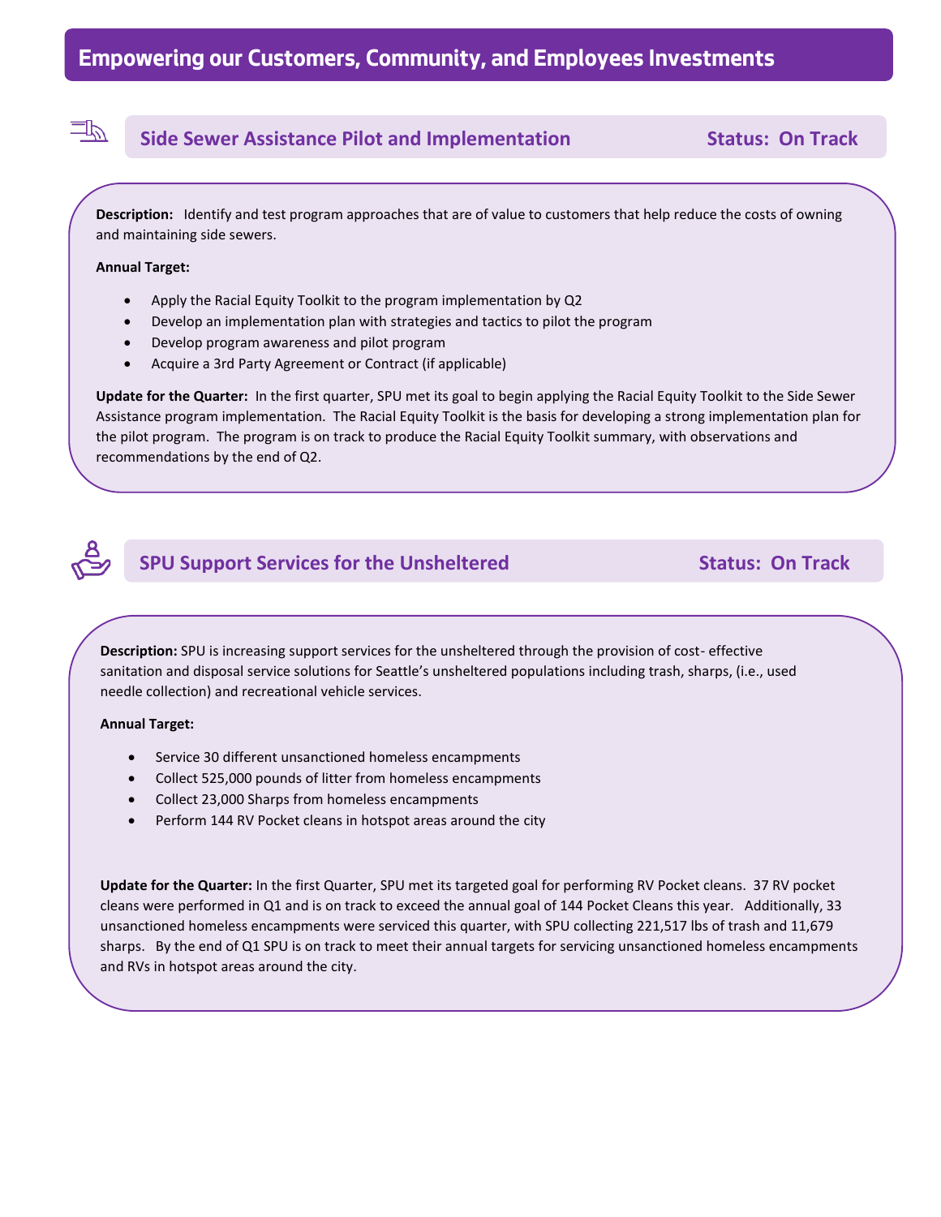# Empowering our Customers, Community, and Employees Investments

## Side Sewer Assistance Pilot and Implementation — Status: On Track

**Description:** Identify and test program approaches that are of value to customers that help reduce the costs of owning and maintaining side sewers.

**Annual Target:**

- Apply the Racial Equity Toolkit to the program implementation by Q2
- Develop an implementation plan with strategies and tactics to pilot the program
- Develop program awareness and pilot program
- Acquire a 3rd Party Agreement or Contract (if applicable)

**Update for the Quarter:** In the first quarter, SPU met its goal to begin applying the Racial Equity Toolkit to the Side Sewer Assistance program implementation. The Racial Equity Toolkit is the basis for developing a strong implementation plan for the pilot program. The program is on track to produce the Racial Equity Toolkit summary, with observations and recommendations by the end of Q2.

## SPU Support Services for the Unsheltered — Status: On Track

**Description:** SPU is increasing support services for the unsheltered through the provision of cost- effective sanitation and disposal service solutions for Seattle's unsheltered populations including trash, sharps, (i.e., used needle collection) and recreational vehicle services.

**Annual Target:**

- Service 30 different unsanctioned homeless encampments
- Collect 525,000 pounds of litter from homeless encampments
- Collect 23,000 Sharps from homeless encampments
- Perform 144 RV Pocket cleans in hotspot areas around the city

**Update for the Quarter:** In the first Quarter, SPU met its targeted goal for performing RV Pocket cleans. 37 RV pocket cleans were performed in Q1 and is on track to exceed the annual goal of 144 Pocket Cleans this year. Additionally, 33 unsanctioned homeless encampments were serviced this quarter, with SPU collecting 221,517 lbs of trash and 11,679 sharps. By the end of Q1 SPU is on track to meet their annual targets for servicing unsanctioned homeless encampments and RVs in hotspot areas around the city.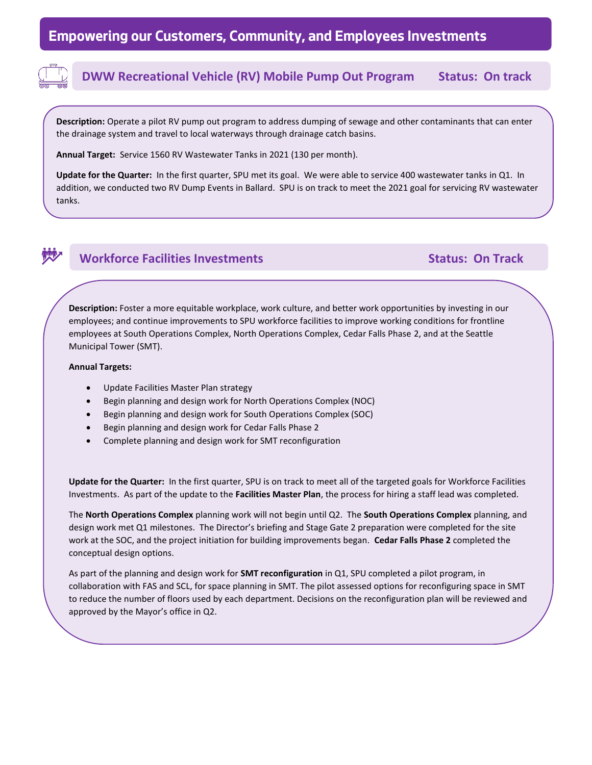# Empowering our Customers, Community, and Employees Investments

## DWW Recreational Vehicle (RV) Mobile Pump Out Program — Status: On track

**Description:** Operate a pilot RV pump out program to address dumping of sewage and other contaminants that can enter the drainage system and travel to local waterways through drainage catch basins.

**Annual Target:** Service 1560 RV Wastewater Tanks in 2021 (130 per month).

**Update for the Quarter:** In the first quarter, SPU met its goal. We were able to service 400 wastewater tanks in Q1. In addition, we conducted two RV Dump Events in Ballard. SPU is on track to meet the 2021 goal for servicing RV wastewater tanks.

## Workforce Facilities Investments — Status: On Track

**Description:** Foster a more equitable workplace, work culture, and better work opportunities by investing in our employees; and continue improvements to SPU workforce facilities to improve working conditions for frontline employees at South Operations Complex, North Operations Complex, Cedar Falls Phase 2, and at the Seattle Municipal Tower (SMT).

**Annual Targets:**

- Update Facilities Master Plan strategy
- Begin planning and design work for North Operations Complex (NOC)
- Begin planning and design work for South Operations Complex (SOC)
- Begin planning and design work for Cedar Falls Phase 2
- Complete planning and design work for SMT reconfiguration

**Update for the Quarter:** In the first quarter, SPU is on track to meet all of the targeted goals for Workforce Facilities Investments. As part of the update to the **Facilities Master Plan**, the process for hiring a staff lead was completed.

The **North Operations Complex** planning work will not begin until Q2. The **South Operations Complex** planning, and design work met Q1 milestones. The Director's briefing and Stage Gate 2 preparation were completed for the site work at the SOC, and the project initiation for building improvements began. **Cedar Falls Phase 2** completed the conceptual design options.

As part of the planning and design work for **SMT reconfiguration** in Q1, SPU completed a pilot program, in collaboration with FAS and SCL, for space planning in SMT. The pilot assessed options for reconfiguring space in SMT to reduce the number of floors used by each department. Decisions on the reconfiguration plan will be reviewed and approved by the Mayor's office in Q2.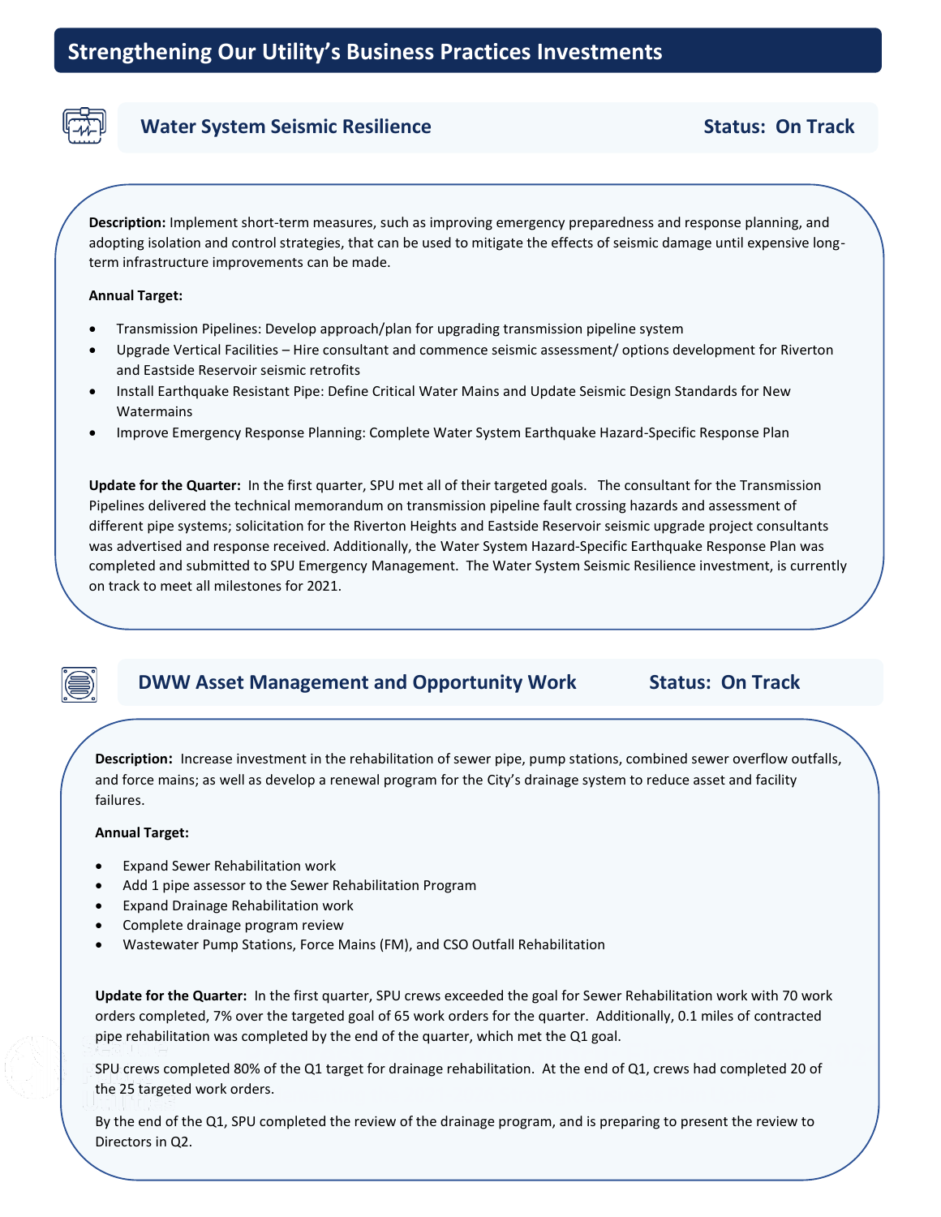# Strengthening Our Utility's Business Practices Investments

## Water System Seismic Resilience

**Status: On Track**

**Description:** Implement short-term measures, such as improving emergency preparedness and response planning, and adopting isolation and control strategies, that can be used to mitigate the effects of seismic damage until expensive long-term infrastructure improvements can be made.

**Annual Target:**

- Transmission Pipelines: Develop approach/plan for upgrading transmission pipeline system
- Upgrade Vertical Facilities – Hire consultant and commence seismic assessment/ options development for Riverton and Eastside Reservoir seismic retrofits
- Install Earthquake Resistant Pipe: Define Critical Water Mains and Update Seismic Design Standards for New Watermains
- Improve Emergency Response Planning: Complete Water System Earthquake Hazard-Specific Response Plan

**Update for the Quarter:** In the first quarter, SPU met all of their targeted goals. The consultant for the Transmission Pipelines delivered the technical memorandum on transmission pipeline fault crossing hazards and assessment of different pipe systems; solicitation for the Riverton Heights and Eastside Reservoir seismic upgrade project consultants was advertised and response received. Additionally, the Water System Hazard-Specific Earthquake Response Plan was completed and submitted to SPU Emergency Management. The Water System Seismic Resilience investment, is currently on track to meet all milestones for 2021.

## DWW Asset Management and Opportunity Work

**Status: On Track**

**Description:** Increase investment in the rehabilitation of sewer pipe, pump stations, combined sewer overflow outfalls, and force mains; as well as develop a renewal program for the City's drainage system to reduce asset and facility failures.

**Annual Target:**

- Expand Sewer Rehabilitation work
- Add 1 pipe assessor to the Sewer Rehabilitation Program
- Expand Drainage Rehabilitation work
- Complete drainage program review
- Wastewater Pump Stations, Force Mains (FM), and CSO Outfall Rehabilitation

**Update for the Quarter:** In the first quarter, SPU crews exceeded the goal for Sewer Rehabilitation work with 70 work orders completed, 7% over the targeted goal of 65 work orders for the quarter. Additionally, 0.1 miles of contracted pipe rehabilitation was completed by the end of the quarter, which met the Q1 goal.

SPU crews completed 80% of the Q1 target for drainage rehabilitation. At the end of Q1, crews had completed 20 of the 25 targeted work orders.

By the end of the Q1, SPU completed the review of the drainage program, and is preparing to present the review to Directors in Q2.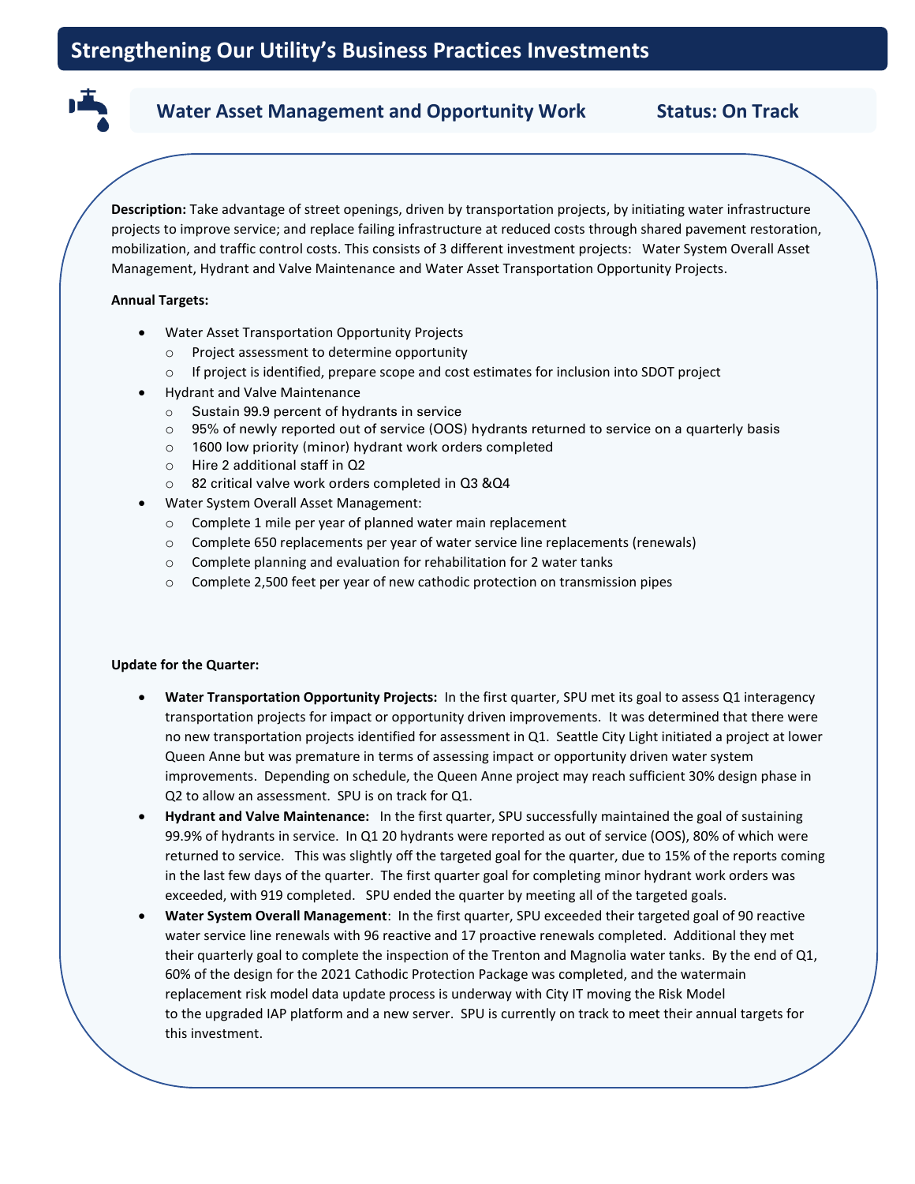# Strengthening Our Utility's Business Practices Investments

## Water Asset Management and Opportunity Work — Status: On Track

**Description:** Take advantage of street openings, driven by transportation projects, by initiating water infrastructure projects to improve service; and replace failing infrastructure at reduced costs through shared pavement restoration, mobilization, and traffic control costs. This consists of 3 different investment projects: Water System Overall Asset Management, Hydrant and Valve Maintenance and Water Asset Transportation Opportunity Projects.

**Annual Targets:**

- Water Asset Transportation Opportunity Projects
  - Project assessment to determine opportunity
  - If project is identified, prepare scope and cost estimates for inclusion into SDOT project
- Hydrant and Valve Maintenance
  - Sustain 99.9 percent of hydrants in service
  - 95% of newly reported out of service (OOS) hydrants returned to service on a quarterly basis
  - 1600 low priority (minor) hydrant work orders completed
  - Hire 2 additional staff in Q2
  - 82 critical valve work orders completed in Q3 &Q4
- Water System Overall Asset Management:
  - Complete 1 mile per year of planned water main replacement
  - Complete 650 replacements per year of water service line replacements (renewals)
  - Complete planning and evaluation for rehabilitation for 2 water tanks
  - Complete 2,500 feet per year of new cathodic protection on transmission pipes

**Update for the Quarter:**

- **Water Transportation Opportunity Projects:** In the first quarter, SPU met its goal to assess Q1 interagency transportation projects for impact or opportunity driven improvements. It was determined that there were no new transportation projects identified for assessment in Q1. Seattle City Light initiated a project at lower Queen Anne but was premature in terms of assessing impact or opportunity driven water system improvements. Depending on schedule, the Queen Anne project may reach sufficient 30% design phase in Q2 to allow an assessment. SPU is on track for Q1.
- **Hydrant and Valve Maintenance:** In the first quarter, SPU successfully maintained the goal of sustaining 99.9% of hydrants in service. In Q1 20 hydrants were reported as out of service (OOS), 80% of which were returned to service. This was slightly off the targeted goal for the quarter, due to 15% of the reports coming in the last few days of the quarter. The first quarter goal for completing minor hydrant work orders was exceeded, with 919 completed. SPU ended the quarter by meeting all of the targeted goals.
- **Water System Overall Management**: In the first quarter, SPU exceeded their targeted goal of 90 reactive water service line renewals with 96 reactive and 17 proactive renewals completed. Additional they met their quarterly goal to complete the inspection of the Trenton and Magnolia water tanks. By the end of Q1, 60% of the design for the 2021 Cathodic Protection Package was completed, and the watermain replacement risk model data update process is underway with City IT moving the Risk Model to the upgraded IAP platform and a new server. SPU is currently on track to meet their annual targets for this investment.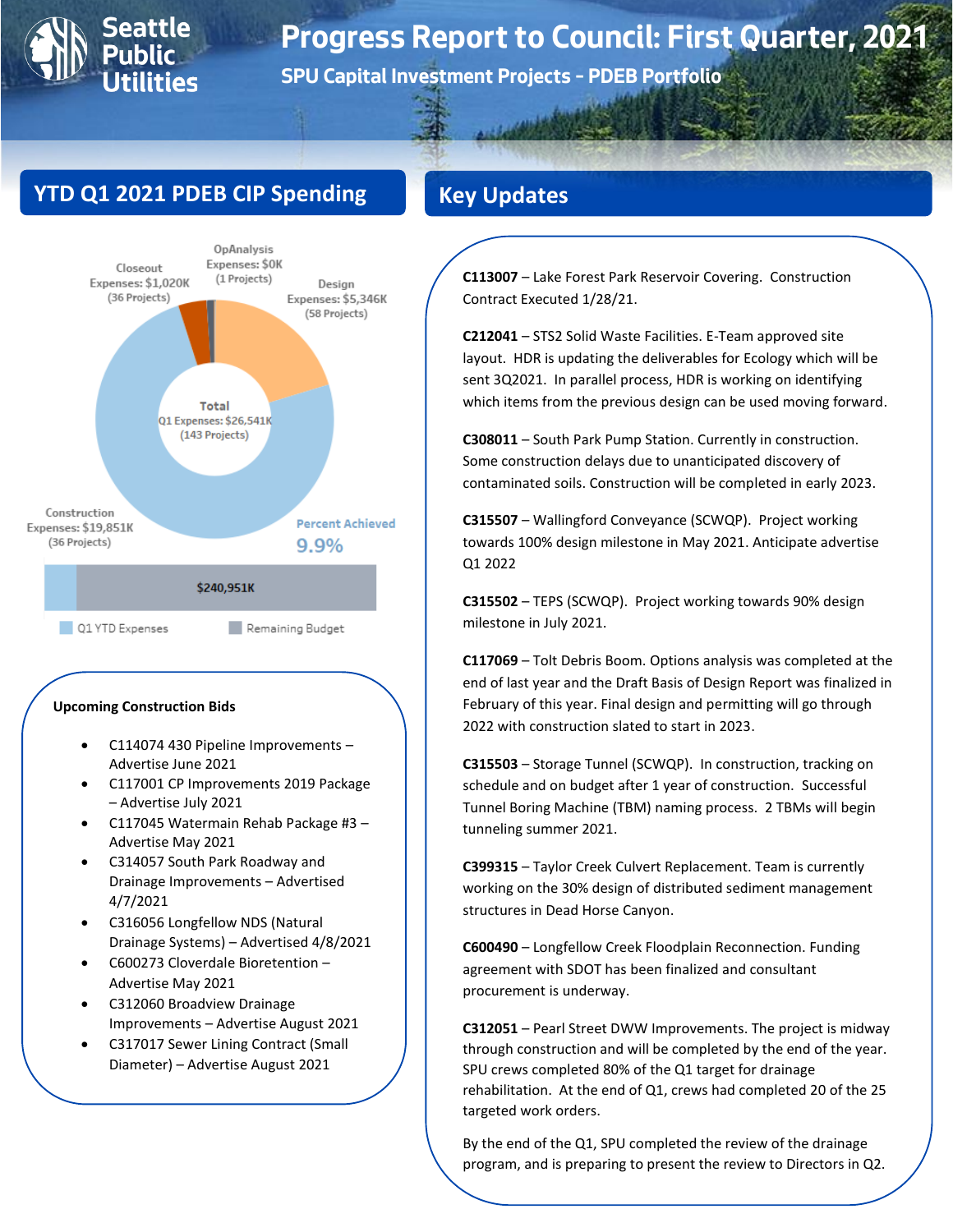# Progress Report to Council: First Quarter, 2021

## SPU Capital Investment Projects - PDEB Portfolio

## YTD Q1 2021 PDEB CIP Spending

Closeout Expenses: $1,020K (36 Projects)

OpAnalysis Expenses: $0K (1 Projects)

Design Expenses: $5,346K (58 Projects)

Construction Expenses: $19,851K (36 Projects)

Total Q1 Expenses: $26,541K (143 Projects)

Percent Achieved 9.9%

$240,951K

Q1 YTD Expenses | Remaining Budget

### Upcoming Construction Bids

- C114074 430 Pipeline Improvements – Advertise June 2021
- C117001 CP Improvements 2019 Package – Advertise July 2021
- C117045 Watermain Rehab Package #3 – Advertise May 2021
- C314057 South Park Roadway and Drainage Improvements – Advertised 4/7/2021
- C316056 Longfellow NDS (Natural Drainage Systems) – Advertised 4/8/2021
- C600273 Cloverdale Bioretention – Advertise May 2021
- C312060 Broadview Drainage Improvements – Advertise August 2021
- C317017 Sewer Lining Contract (Small Diameter) – Advertise August 2021

## Key Updates

**C113007** – Lake Forest Park Reservoir Covering. Construction Contract Executed 1/28/21.

**C212041** – STS2 Solid Waste Facilities. E-Team approved site layout. HDR is updating the deliverables for Ecology which will be sent 3Q2021. In parallel process, HDR is working on identifying which items from the previous design can be used moving forward.

**C308011** – South Park Pump Station. Currently in construction. Some construction delays due to unanticipated discovery of contaminated soils. Construction will be completed in early 2023.

**C315507** – Wallingford Conveyance (SCWQP). Project working towards 100% design milestone in May 2021. Anticipate advertise Q1 2022

**C315502** – TEPS (SCWQP). Project working towards 90% design milestone in July 2021.

**C117069** – Tolt Debris Boom. Options analysis was completed at the end of last year and the Draft Basis of Design Report was finalized in February of this year. Final design and permitting will go through 2022 with construction slated to start in 2023.

**C315503** – Storage Tunnel (SCWQP). In construction, tracking on schedule and on budget after 1 year of construction. Successful Tunnel Boring Machine (TBM) naming process. 2 TBMs will begin tunneling summer 2021.

**C399315** – Taylor Creek Culvert Replacement. Team is currently working on the 30% design of distributed sediment management structures in Dead Horse Canyon.

**C600490** – Longfellow Creek Floodplain Reconnection. Funding agreement with SDOT has been finalized and consultant procurement is underway.

**C312051** – Pearl Street DWW Improvements. The project is midway through construction and will be completed by the end of the year. SPU crews completed 80% of the Q1 target for drainage rehabilitation. At the end of Q1, crews had completed 20 of the 25 targeted work orders.

By the end of the Q1, SPU completed the review of the drainage program, and is preparing to present the review to Directors in Q2.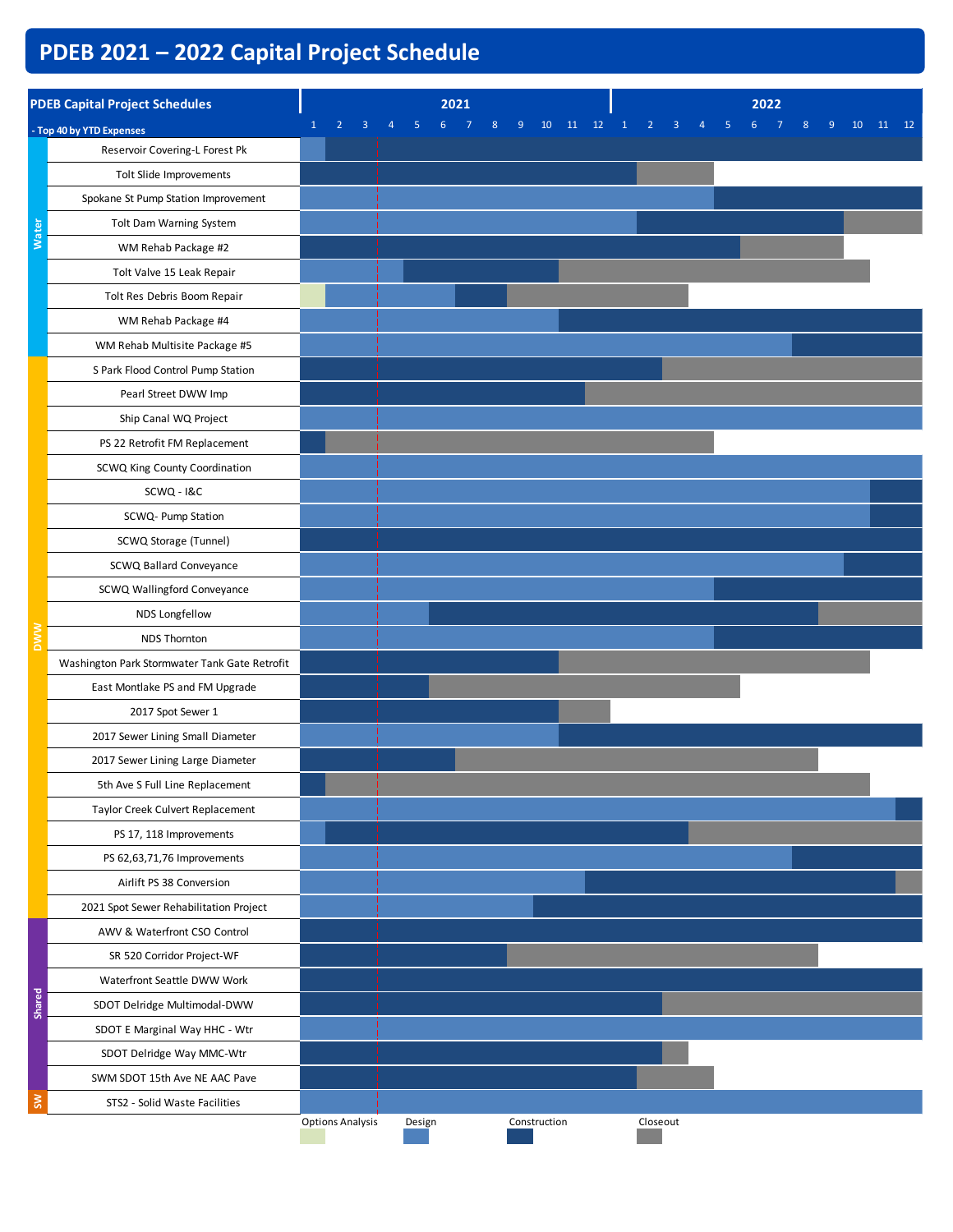# PDEB 2021 – 2022 Capital Project Schedule

**PDEB Capital Project Schedules - Top 40 by YTD Expenses**

| Category | Project |
|---|---|
| Water | Reservoir Covering-L Forest Pk |
| Water | Tolt Slide Improvements |
| Water | Spokane St Pump Station Improvement |
| Water | Tolt Dam Warning System |
| Water | WM Rehab Package #2 |
| Water | Tolt Valve 15 Leak Repair |
| Water | Tolt Res Debris Boom Repair |
| Water | WM Rehab Package #4 |
| Water | WM Rehab Multisite Package #5 |
| DWW | S Park Flood Control Pump Station |
| DWW | Pearl Street DWW Imp |
| DWW | Ship Canal WQ Project |
| DWW | PS 22 Retrofit FM Replacement |
| DWW | SCWQ King County Coordination |
| DWW | SCWQ - I&C |
| DWW | SCWQ- Pump Station |
| DWW | SCWQ Storage (Tunnel) |
| DWW | SCWQ Ballard Conveyance |
| DWW | SCWQ Wallingford Conveyance |
| DWW | NDS Longfellow |
| DWW | NDS Thornton |
| DWW | Washington Park Stormwater Tank Gate Retrofit |
| DWW | East Montlake PS and FM Upgrade |
| DWW | 2017 Spot Sewer 1 |
| DWW | 2017 Sewer Lining Small Diameter |
| DWW | 2017 Sewer Lining Large Diameter |
| DWW | 5th Ave S Full Line Replacement |
| DWW | Taylor Creek Culvert Replacement |
| DWW | PS 17, 118 Improvements |
| DWW | PS 62,63,71,76 Improvements |
| DWW | Airlift PS 38 Conversion |
| DWW | 2021 Spot Sewer Rehabilitation Project |
| Shared | AWV & Waterfront CSO Control |
| Shared | SR 520 Corridor Project-WF |
| Shared | Waterfront Seattle DWW Work |
| Shared | SDOT Delridge Multimodal-DWW |
| Shared | SDOT E Marginal Way HHC - Wtr |
| Shared | SDOT Delridge Way MMC-Wtr |
| Shared | SWM SDOT 15th Ave NE AAC Pave |
| SW | STS2 - Solid Waste Facilities |

Timeline: 2021 (months 1–12), 2022 (months 1–12)

Legend: Options Analysis, Design, Construction, Closeout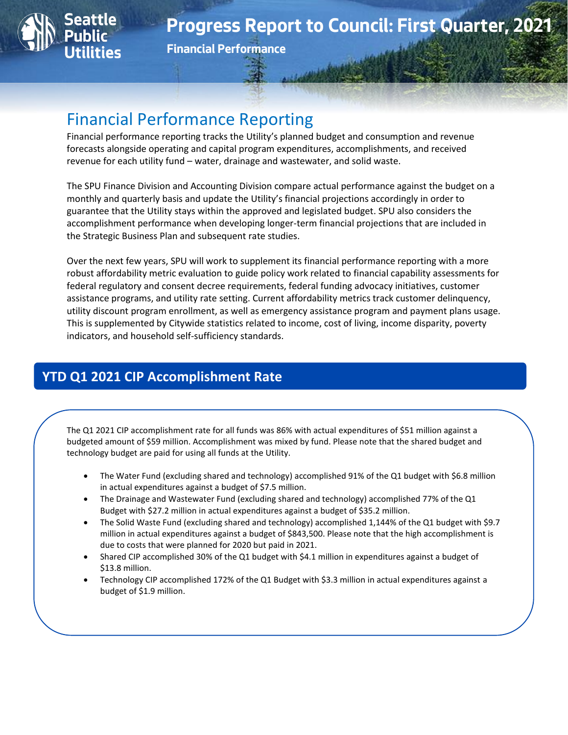# Progress Report to Council: First Quarter, 2021

**Financial Performance**

## Financial Performance Reporting

Financial performance reporting tracks the Utility's planned budget and consumption and revenue forecasts alongside operating and capital program expenditures, accomplishments, and received revenue for each utility fund – water, drainage and wastewater, and solid waste.

The SPU Finance Division and Accounting Division compare actual performance against the budget on a monthly and quarterly basis and update the Utility's financial projections accordingly in order to guarantee that the Utility stays within the approved and legislated budget. SPU also considers the accomplishment performance when developing longer-term financial projections that are included in the Strategic Business Plan and subsequent rate studies.

Over the next few years, SPU will work to supplement its financial performance reporting with a more robust affordability metric evaluation to guide policy work related to financial capability assessments for federal regulatory and consent decree requirements, federal funding advocacy initiatives, customer assistance programs, and utility rate setting. Current affordability metrics track customer delinquency, utility discount program enrollment, as well as emergency assistance program and payment plans usage. This is supplemented by Citywide statistics related to income, cost of living, income disparity, poverty indicators, and household self-sufficiency standards.

## YTD Q1 2021 CIP Accomplishment Rate

The Q1 2021 CIP accomplishment rate for all funds was 86% with actual expenditures of $51 million against a budgeted amount of $59 million. Accomplishment was mixed by fund. Please note that the shared budget and technology budget are paid for using all funds at the Utility.

- The Water Fund (excluding shared and technology) accomplished 91% of the Q1 budget with $6.8 million in actual expenditures against a budget of $7.5 million.
- The Drainage and Wastewater Fund (excluding shared and technology) accomplished 77% of the Q1 Budget with $27.2 million in actual expenditures against a budget of $35.2 million.
- The Solid Waste Fund (excluding shared and technology) accomplished 1,144% of the Q1 budget with $9.7 million in actual expenditures against a budget of $843,500. Please note that the high accomplishment is due to costs that were planned for 2020 but paid in 2021.
- Shared CIP accomplished 30% of the Q1 budget with $4.1 million in expenditures against a budget of $13.8 million.
- Technology CIP accomplished 172% of the Q1 Budget with $3.3 million in actual expenditures against a budget of $1.9 million.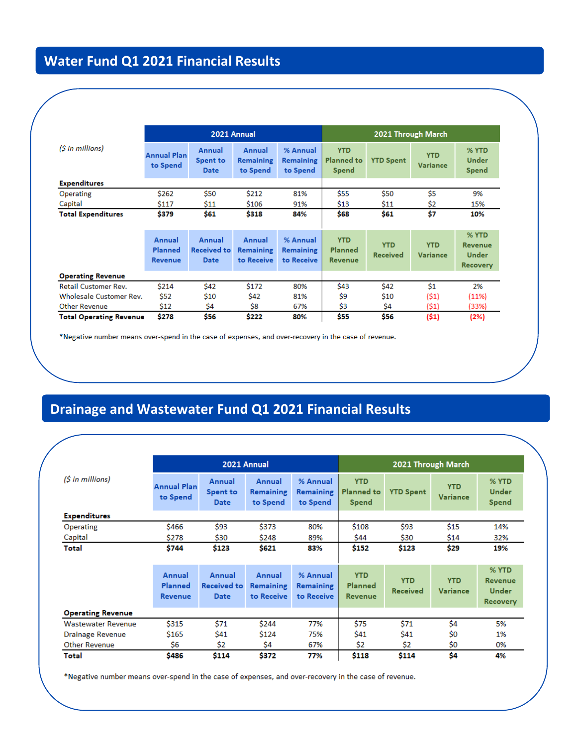## Water Fund Q1 2021 Financial Results

| *($ in millions)* | 2021 Annual | | | | 2021 Through March | | | |
|---|---|---|---|---|---|---|---|---|
| | Annual Plan to Spend | Annual Spent to Date | Annual Remaining to Spend | % Annual Remaining to Spend | YTD Planned to Spend | YTD Spent | YTD Variance | % YTD Under Spend |
| **Expenditures** | | | | | | | | |
| Operating | $262 | $50 | $212 | 81% | $55 | $50 | $5 | 9% |
| Capital | $117 | $11 | $106 | 91% | $13 | $11 | $2 | 15% |
| **Total Expenditures** | **$379** | **$61** | **$318** | **84%** | **$68** | **$61** | **$7** | **10%** |
| | Annual Planned Revenue | Annual Received to Date | Annual Remaining to Receive | % Annual Remaining to Receive | YTD Planned Revenue | YTD Received | YTD Variance | % YTD Revenue Under Recovery |
| **Operating Revenue** | | | | | | | | |
| Retail Customer Rev. | $214 | $42 | $172 | 80% | $43 | $42 | $1 | 2% |
| Wholesale Customer Rev. | $52 | $10 | $42 | 81% | $9 | $10 | ($1) | (11%) |
| Other Revenue | $12 | $4 | $8 | 67% | $3 | $4 | ($1) | (33%) |
| **Total Operating Revenue** | **$278** | **$56** | **$222** | **80%** | **$55** | **$56** | **($1)** | **(2%)** |

*Negative number means over-spend in the case of expenses, and over-recovery in the case of revenue.

## Drainage and Wastewater Fund Q1 2021 Financial Results

| *($ in millions)* | 2021 Annual | | | | 2021 Through March | | | |
|---|---|---|---|---|---|---|---|---|
| | Annual Plan to Spend | Annual Spent to Date | Annual Remaining to Spend | % Annual Remaining to Spend | YTD Planned to Spend | YTD Spent | YTD Variance | % YTD Under Spend |
| **Expenditures** | | | | | | | | |
| Operating | $466 | $93 | $373 | 80% | $108 | $93 | $15 | 14% |
| Capital | $278 | $30 | $248 | 89% | $44 | $30 | $14 | 32% |
| **Total** | **$744** | **$123** | **$621** | **83%** | **$152** | **$123** | **$29** | **19%** |
| | Annual Planned Revenue | Annual Received to Date | Annual Remaining to Receive | % Annual Remaining to Receive | YTD Planned Revenue | YTD Received | YTD Variance | % YTD Revenue Under Recovery |
| **Operating Revenue** | | | | | | | | |
| Wastewater Revenue | $315 | $71 | $244 | 77% | $75 | $71 | $4 | 5% |
| Drainage Revenue | $165 | $41 | $124 | 75% | $41 | $41 | $0 | 1% |
| Other Revenue | $6 | $2 | $4 | 67% | $2 | $2 | $0 | 0% |
| **Total** | **$486** | **$114** | **$372** | **77%** | **$118** | **$114** | **$4** | **4%** |

*Negative number means over-spend in the case of expenses, and over-recovery in the case of revenue.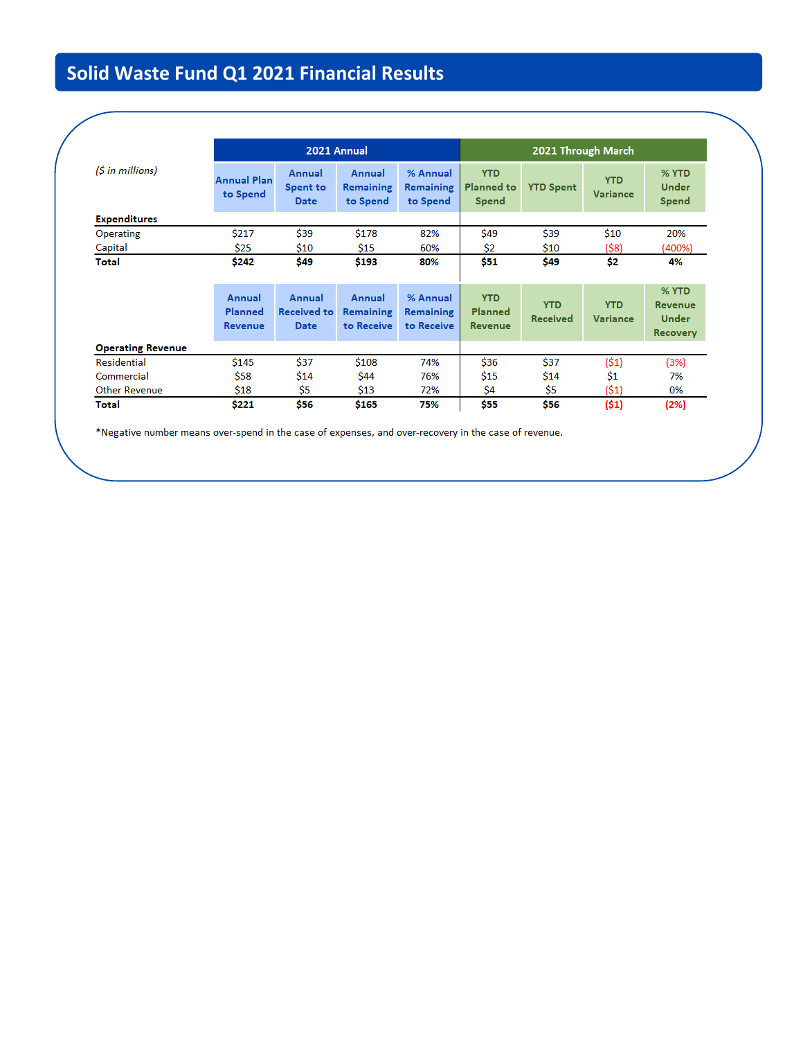# Solid Waste Fund Q1 2021 Financial Results

| *($ in millions)* | 2021 Annual | | | | 2021 Through March | | | |
|---|---|---|---|---|---|---|---|---|
| | Annual Plan to Spend | Annual Spent to Date | Annual Remaining to Spend | % Annual Remaining to Spend | YTD Planned to Spend | YTD Spent | YTD Variance | % YTD Under Spend |
| **Expenditures** | | | | | | | | |
| Operating | $217 | $39 | $178 | 82% | $49 | $39 | $10 | 20% |
| Capital | $25 | $10 | $15 | 60% | $2 | $10 | ($8) | (400%) |
| **Total** | **$242** | **$49** | **$193** | **80%** | **$51** | **$49** | **$2** | **4%** |

| | Annual Planned Revenue | Annual Received to Date | Annual Remaining to Receive | % Annual Remaining to Receive | YTD Planned Revenue | YTD Received | YTD Variance | % YTD Revenue Under Recovery |
|---|---|---|---|---|---|---|---|---|
| **Operating Revenue** | | | | | | | | |
| Residential | $145 | $37 | $108 | 74% | $36 | $37 | ($1) | (3%) |
| Commercial | $58 | $14 | $44 | 76% | $15 | $14 | $1 | 7% |
| Other Revenue | $18 | $5 | $13 | 72% | $4 | $5 | ($1) | 0% |
| **Total** | **$221** | **$56** | **$165** | **75%** | **$55** | **$56** | **($1)** | **(2%)** |

*Negative number means over-spend in the case of expenses, and over-recovery in the case of revenue.